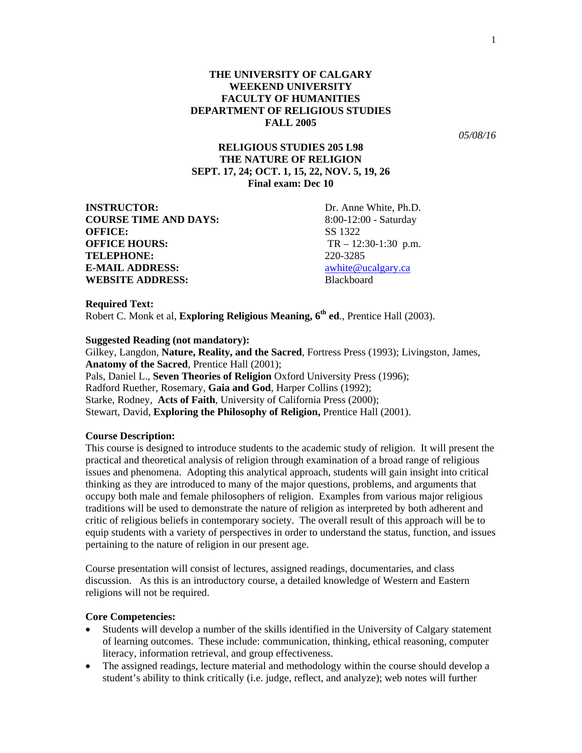**THE UNIVERSITY OF CALGARY**
**WEEKEND UNIVERSITY**
**FACULTY OF HUMANITIES**
**DEPARTMENT OF RELIGIOUS STUDIES**
**FALL 2005**

*05/08/16*

**RELIGIOUS STUDIES 205 L98**
**THE NATURE OF RELIGION**
**SEPT. 17, 24; OCT. 1, 15, 22, NOV. 5, 19, 26**
**Final exam: Dec 10**

| | |
|---|---|
| **INSTRUCTOR:** | Dr. Anne White, Ph.D. |
| **COURSE TIME AND DAYS:** | 8:00-12:00 - Saturday |
| **OFFICE:** | SS 1322 |
| **OFFICE HOURS:** | TR – 12:30-1:30 p.m. |
| **TELEPHONE:** | 220-3285 |
| **E-MAIL ADDRESS:** | awhite@ucalgary.ca |
| **WEBSITE ADDRESS:** | Blackboard |

**Required Text:**
Robert C. Monk et al, **Exploring Religious Meaning, 6th ed**., Prentice Hall (2003).

**Suggested Reading (not mandatory):**
Gilkey, Langdon, **Nature, Reality, and the Sacred**, Fortress Press (1993); Livingston, James, **Anatomy of the Sacred**, Prentice Hall (2001);
Pals, Daniel L., **Seven Theories of Religion** Oxford University Press (1996);
Radford Ruether, Rosemary, **Gaia and God**, Harper Collins (1992);
Starke, Rodney, **Acts of Faith**, University of California Press (2000);
Stewart, David, **Exploring the Philosophy of Religion,** Prentice Hall (2001).

**Course Description:**
This course is designed to introduce students to the academic study of religion. It will present the practical and theoretical analysis of religion through examination of a broad range of religious issues and phenomena. Adopting this analytical approach, students will gain insight into critical thinking as they are introduced to many of the major questions, problems, and arguments that occupy both male and female philosophers of religion. Examples from various major religious traditions will be used to demonstrate the nature of religion as interpreted by both adherent and critic of religious beliefs in contemporary society. The overall result of this approach will be to equip students with a variety of perspectives in order to understand the status, function, and issues pertaining to the nature of religion in our present age.

Course presentation will consist of lectures, assigned readings, documentaries, and class discussion. As this is an introductory course, a detailed knowledge of Western and Eastern religions will not be required.

**Core Competencies:**

- Students will develop a number of the skills identified in the University of Calgary statement of learning outcomes. These include: communication, thinking, ethical reasoning, computer literacy, information retrieval, and group effectiveness.
- The assigned readings, lecture material and methodology within the course should develop a student's ability to think critically (i.e. judge, reflect, and analyze); web notes will further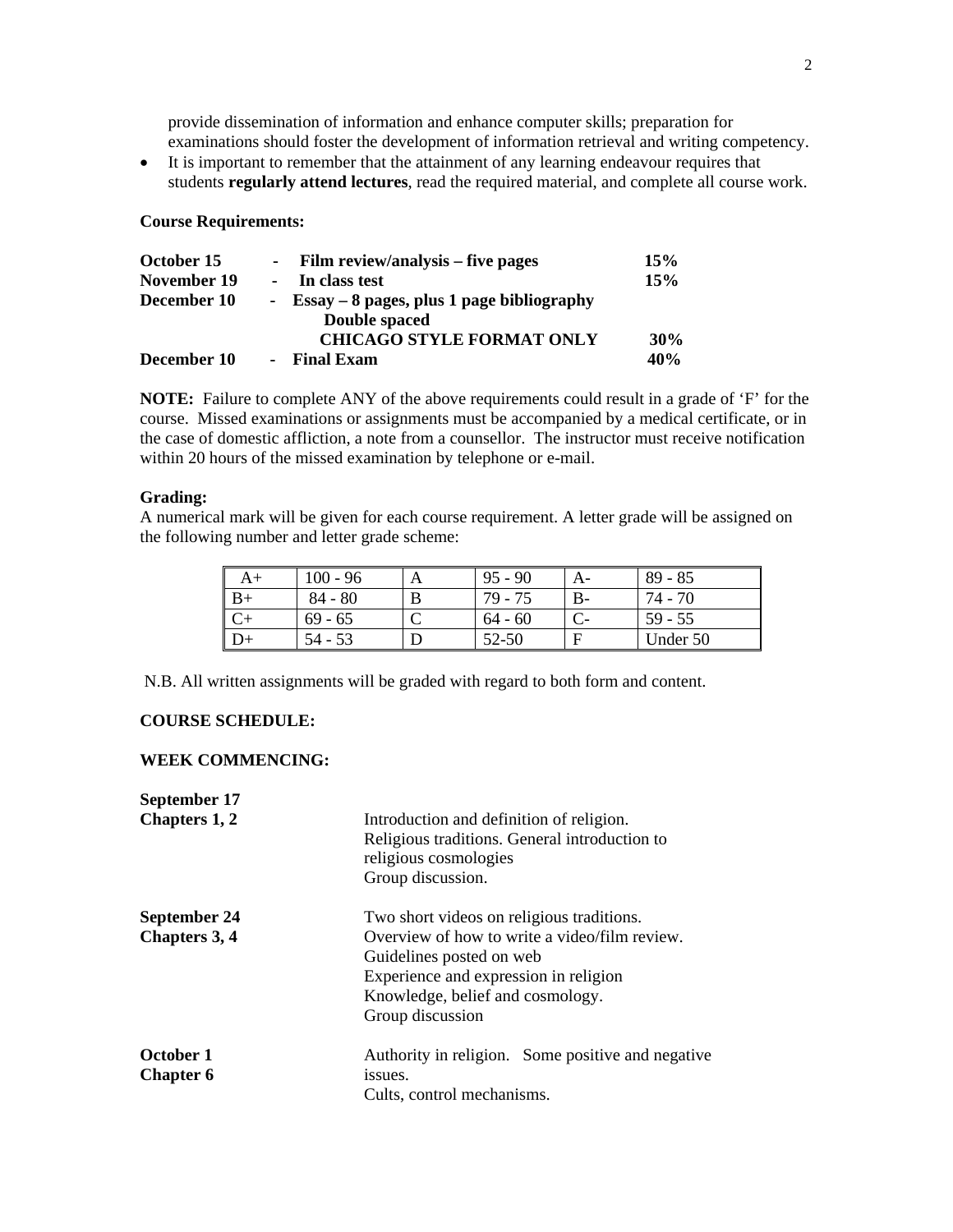provide dissemination of information and enhance computer skills; preparation for examinations should foster the development of information retrieval and writing competency.

- It is important to remember that the attainment of any learning endeavour requires that students **regularly attend lectures**, read the required material, and complete all course work.

**Course Requirements:**

| | | |
|---|---|---|
| **October 15** | **- Film review/analysis – five pages** | **15%** |
| **November 19** | **- In class test** | **15%** |
| **December 10** | **- Essay – 8 pages, plus 1 page bibliography Double spaced CHICAGO STYLE FORMAT ONLY** | **30%** |
| **December 10** | **- Final Exam** | **40%** |

**NOTE:** Failure to complete ANY of the above requirements could result in a grade of 'F' for the course. Missed examinations or assignments must be accompanied by a medical certificate, or in the case of domestic affliction, a note from a counsellor. The instructor must receive notification within 20 hours of the missed examination by telephone or e-mail.

**Grading:**
A numerical mark will be given for each course requirement. A letter grade will be assigned on the following number and letter grade scheme:

| | | | | | |
|---|---|---|---|---|---|
| A+ | 100 - 96 | A | 95 - 90 | A- | 89 - 85 |
| B+ | 84 - 80 | B | 79 - 75 | B- | 74 - 70 |
| C+ | 69 - 65 | C | 64 - 60 | C- | 59 - 55 |
| D+ | 54 - 53 | D | 52-50 | F | Under 50 |

N.B. All written assignments will be graded with regard to both form and content.

**COURSE SCHEDULE:**

**WEEK COMMENCING:**

**September 17**
**Chapters 1, 2**

Introduction and definition of religion.
Religious traditions. General introduction to religious cosmologies
Group discussion.

**September 24**
**Chapters 3, 4**

Two short videos on religious traditions.
Overview of how to write a video/film review.
Guidelines posted on web
Experience and expression in religion
Knowledge, belief and cosmology.
Group discussion

**October 1**
**Chapter 6**

Authority in religion. Some positive and negative issues.
Cults, control mechanisms.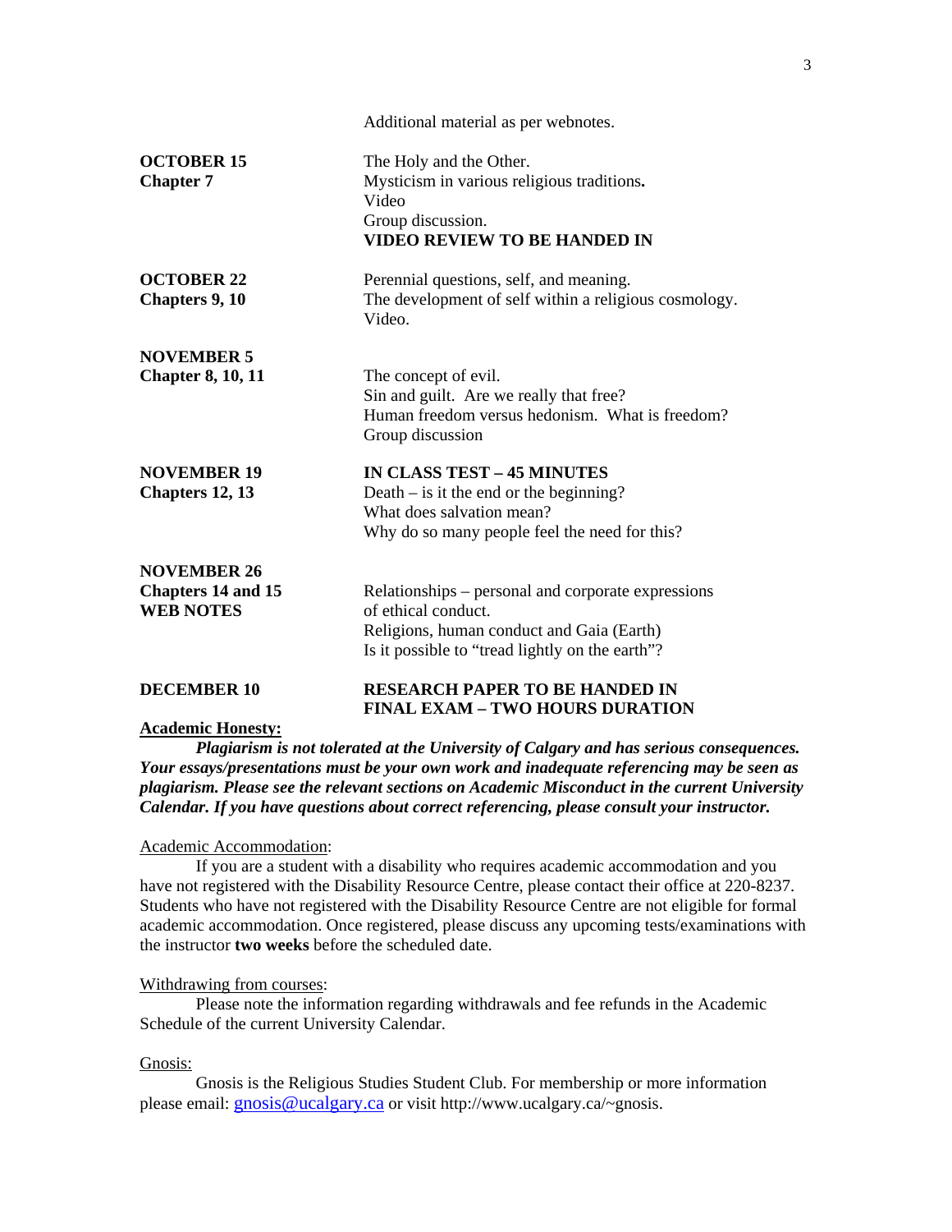| | |
|---|---|
| | Additional material as per webnotes. |
| **OCTOBER 15**<br>**Chapter 7** | The Holy and the Other.<br>Mysticism in various religious traditions**.**<br>Video<br>Group discussion.<br>**VIDEO REVIEW TO BE HANDED IN** |
| **OCTOBER 22**<br>**Chapters 9, 10** | Perennial questions, self, and meaning.<br>The development of self within a religious cosmology.<br>Video. |
| **NOVEMBER 5**<br>**Chapter 8, 10, 11** | The concept of evil.<br>Sin and guilt. Are we really that free?<br>Human freedom versus hedonism. What is freedom?<br>Group discussion |
| **NOVEMBER 19**<br>**Chapters 12, 13** | **IN CLASS TEST – 45 MINUTES**<br>Death – is it the end or the beginning?<br>What does salvation mean?<br>Why do so many people feel the need for this? |
| **NOVEMBER 26**<br>**Chapters 14 and 15**<br>**WEB NOTES** | Relationships – personal and corporate expressions of ethical conduct.<br>Religions, human conduct and Gaia (Earth)<br>Is it possible to "tread lightly on the earth"? |
| **DECEMBER 10** | **RESEARCH PAPER TO BE HANDED IN**<br>**FINAL EXAM – TWO HOURS DURATION** |

**Academic Honesty:**

***Plagiarism is not tolerated at the University of Calgary and has serious consequences. Your essays/presentations must be your own work and inadequate referencing may be seen as plagiarism. Please see the relevant sections on Academic Misconduct in the current University Calendar. If you have questions about correct referencing, please consult your instructor.***

Academic Accommodation:

If you are a student with a disability who requires academic accommodation and you have not registered with the Disability Resource Centre, please contact their office at 220-8237. Students who have not registered with the Disability Resource Centre are not eligible for formal academic accommodation. Once registered, please discuss any upcoming tests/examinations with the instructor **two weeks** before the scheduled date.

Withdrawing from courses:

Please note the information regarding withdrawals and fee refunds in the Academic Schedule of the current University Calendar.

Gnosis:

Gnosis is the Religious Studies Student Club. For membership or more information please email: gnosis@ucalgary.ca or visit http://www.ucalgary.ca/~gnosis.